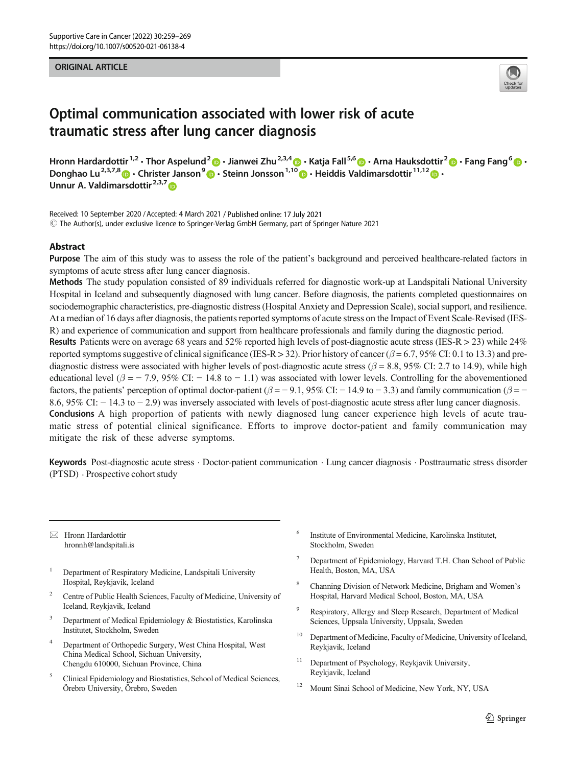ORIGINAL ARTICLE

# Optimal communication associated with lower risk of acute traumatic stress after lung cancer diagnosis

Hronn Hardardottir[1,2] · Thor Aspelund[2] · Jianwei Zhu[2,3,4] · Katja Fall[5,6] · Arna Hauksdottir[2] · Fang Fang[6] · Donghao Lu[2,3,7,8] · Christer Janson[9] · Steinn Jonsson[1,10] · Heiddis Valdimarsdottir[11,12] · Unnur A. Valdimarsdottir[2,3,7]

Received: 10 September 2020 / Accepted: 4 March 2021 / Published online: 17 July 2021
© The Author(s), under exclusive licence to Springer-Verlag GmbH Germany, part of Springer Nature 2021

## Abstract

**Purpose** The aim of this study was to assess the role of the patient's background and perceived healthcare-related factors in symptoms of acute stress after lung cancer diagnosis.

**Methods** The study population consisted of 89 individuals referred for diagnostic work-up at Landspitali National University Hospital in Iceland and subsequently diagnosed with lung cancer. Before diagnosis, the patients completed questionnaires on sociodemographic characteristics, pre-diagnostic distress (Hospital Anxiety and Depression Scale), social support, and resilience. At a median of 16 days after diagnosis, the patients reported symptoms of acute stress on the Impact of Event Scale-Revised (IES-R) and experience of communication and support from healthcare professionals and family during the diagnostic period.

**Results** Patients were on average 68 years and 52% reported high levels of post-diagnostic acute stress (IES-R > 23) while 24% reported symptoms suggestive of clinical significance (IES-R > 32). Prior history of cancer ($\beta = 6.7$, 95% CI: 0.1 to 13.3) and pre-diagnostic distress were associated with higher levels of post-diagnostic acute stress ($\beta = 8.8$, 95% CI: 2.7 to 14.9), while high educational level ($\beta = -7.9$, 95% CI: $-14.8$ to $-1.1$) was associated with lower levels. Controlling for the abovementioned factors, the patients' perception of optimal doctor-patient ($\beta = -9.1$, 95% CI: $-14.9$ to $-3.3$) and family communication ($\beta = -8.6$, 95% CI: $-14.3$ to $-2.9$) was inversely associated with levels of post-diagnostic acute stress after lung cancer diagnosis.

**Conclusions** A high proportion of patients with newly diagnosed lung cancer experience high levels of acute traumatic stress of potential clinical significance. Efforts to improve doctor-patient and family communication may mitigate the risk of these adverse symptoms.

**Keywords** Post-diagnostic acute stress · Doctor-patient communication · Lung cancer diagnosis · Posttraumatic stress disorder (PTSD) · Prospective cohort study

---

✉ Hronn Hardardottir
hronnh@landspitali.is

1. Department of Respiratory Medicine, Landspitali University Hospital, Reykjavik, Iceland
2. Centre of Public Health Sciences, Faculty of Medicine, University of Iceland, Reykjavik, Iceland
3. Department of Medical Epidemiology & Biostatistics, Karolinska Institutet, Stockholm, Sweden
4. Department of Orthopedic Surgery, West China Hospital, West China Medical School, Sichuan University, Chengdu 610000, Sichuan Province, China
5. Clinical Epidemiology and Biostatistics, School of Medical Sciences, Örebro University, Örebro, Sweden
6. Institute of Environmental Medicine, Karolinska Institutet, Stockholm, Sweden
7. Department of Epidemiology, Harvard T.H. Chan School of Public Health, Boston, MA, USA
8. Channing Division of Network Medicine, Brigham and Women's Hospital, Harvard Medical School, Boston, MA, USA
9. Respiratory, Allergy and Sleep Research, Department of Medical Sciences, Uppsala University, Uppsala, Sweden
10. Department of Medicine, Faculty of Medicine, University of Iceland, Reykjavik, Iceland
11. Department of Psychology, Reykjavík University, Reykjavik, Iceland
12. Mount Sinai School of Medicine, New York, NY, USA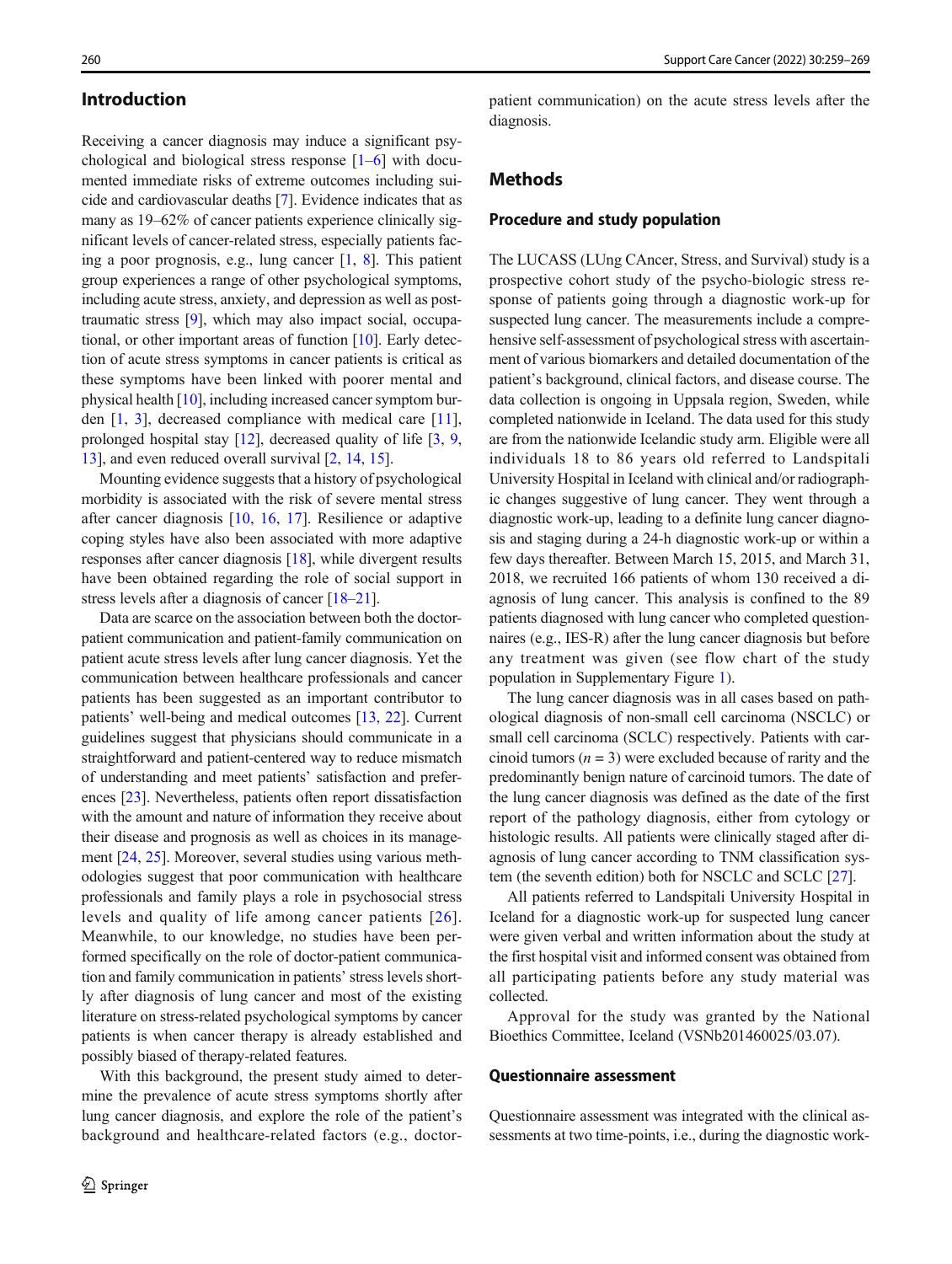## Introduction

Receiving a cancer diagnosis may induce a significant psychological and biological stress response [1–6] with documented immediate risks of extreme outcomes including suicide and cardiovascular deaths [7]. Evidence indicates that as many as 19–62% of cancer patients experience clinically significant levels of cancer-related stress, especially patients facing a poor prognosis, e.g., lung cancer [1, 8]. This patient group experiences a range of other psychological symptoms, including acute stress, anxiety, and depression as well as post-traumatic stress [9], which may also impact social, occupational, or other important areas of function [10]. Early detection of acute stress symptoms in cancer patients is critical as these symptoms have been linked with poorer mental and physical health [10], including increased cancer symptom burden [1, 3], decreased compliance with medical care [11], prolonged hospital stay [12], decreased quality of life [3, 9, 13], and even reduced overall survival [2, 14, 15].

Mounting evidence suggests that a history of psychological morbidity is associated with the risk of severe mental stress after cancer diagnosis [10, 16, 17]. Resilience or adaptive coping styles have also been associated with more adaptive responses after cancer diagnosis [18], while divergent results have been obtained regarding the role of social support in stress levels after a diagnosis of cancer [18–21].

Data are scarce on the association between both the doctor-patient communication and patient-family communication on patient acute stress levels after lung cancer diagnosis. Yet the communication between healthcare professionals and cancer patients has been suggested as an important contributor to patients' well-being and medical outcomes [13, 22]. Current guidelines suggest that physicians should communicate in a straightforward and patient-centered way to reduce mismatch of understanding and meet patients' satisfaction and preferences [23]. Nevertheless, patients often report dissatisfaction with the amount and nature of information they receive about their disease and prognosis as well as choices in its management [24, 25]. Moreover, several studies using various methodologies suggest that poor communication with healthcare professionals and family plays a role in psychosocial stress levels and quality of life among cancer patients [26]. Meanwhile, to our knowledge, no studies have been performed specifically on the role of doctor-patient communication and family communication in patients' stress levels shortly after diagnosis of lung cancer and most of the existing literature on stress-related psychological symptoms by cancer patients is when cancer therapy is already established and possibly biased of therapy-related features.

With this background, the present study aimed to determine the prevalence of acute stress symptoms shortly after lung cancer diagnosis, and explore the role of the patient's background and healthcare-related factors (e.g., doctor-patient communication) on the acute stress levels after the diagnosis.

## Methods

### Procedure and study population

The LUCASS (LUng CAncer, Stress, and Survival) study is a prospective cohort study of the psycho-biologic stress response of patients going through a diagnostic work-up for suspected lung cancer. The measurements include a comprehensive self-assessment of psychological stress with ascertainment of various biomarkers and detailed documentation of the patient's background, clinical factors, and disease course. The data collection is ongoing in Uppsala region, Sweden, while completed nationwide in Iceland. The data used for this study are from the nationwide Icelandic study arm. Eligible were all individuals 18 to 86 years old referred to Landspitali University Hospital in Iceland with clinical and/or radiographic changes suggestive of lung cancer. They went through a diagnostic work-up, leading to a definite lung cancer diagnosis and staging during a 24-h diagnostic work-up or within a few days thereafter. Between March 15, 2015, and March 31, 2018, we recruited 166 patients of whom 130 received a diagnosis of lung cancer. This analysis is confined to the 89 patients diagnosed with lung cancer who completed questionnaires (e.g., IES-R) after the lung cancer diagnosis but before any treatment was given (see flow chart of the study population in Supplementary Figure 1).

The lung cancer diagnosis was in all cases based on pathological diagnosis of non-small cell carcinoma (NSCLC) or small cell carcinoma (SCLC) respectively. Patients with carcinoid tumors ($n = 3$) were excluded because of rarity and the predominantly benign nature of carcinoid tumors. The date of the lung cancer diagnosis was defined as the date of the first report of the pathology diagnosis, either from cytology or histologic results. All patients were clinically staged after diagnosis of lung cancer according to TNM classification system (the seventh edition) both for NSCLC and SCLC [27].

All patients referred to Landspitali University Hospital in Iceland for a diagnostic work-up for suspected lung cancer were given verbal and written information about the study at the first hospital visit and informed consent was obtained from all participating patients before any study material was collected.

Approval for the study was granted by the National Bioethics Committee, Iceland (VSNb201460025/03.07).

### Questionnaire assessment

Questionnaire assessment was integrated with the clinical assessments at two time-points, i.e., during the diagnostic work-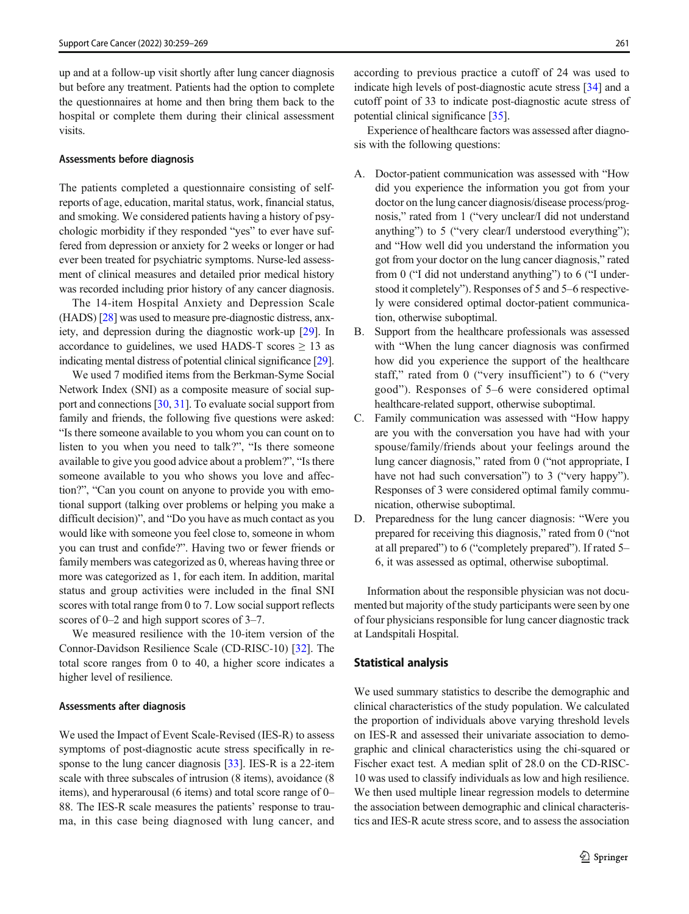up and at a follow-up visit shortly after lung cancer diagnosis but before any treatment. Patients had the option to complete the questionnaires at home and then bring them back to the hospital or complete them during their clinical assessment visits.

### Assessments before diagnosis

The patients completed a questionnaire consisting of self-reports of age, education, marital status, work, financial status, and smoking. We considered patients having a history of psychologic morbidity if they responded "yes" to ever have suffered from depression or anxiety for 2 weeks or longer or had ever been treated for psychiatric symptoms. Nurse-led assessment of clinical measures and detailed prior medical history was recorded including prior history of any cancer diagnosis.

The 14-item Hospital Anxiety and Depression Scale (HADS) [28] was used to measure pre-diagnostic distress, anxiety, and depression during the diagnostic work-up [29]. In accordance to guidelines, we used HADS-T scores ≥ 13 as indicating mental distress of potential clinical significance [29].

We used 7 modified items from the Berkman-Syme Social Network Index (SNI) as a composite measure of social support and connections [30, 31]. To evaluate social support from family and friends, the following five questions were asked: "Is there someone available to you whom you can count on to listen to you when you need to talk?", "Is there someone available to give you good advice about a problem?", "Is there someone available to you who shows you love and affection?", "Can you count on anyone to provide you with emotional support (talking over problems or helping you make a difficult decision)", and "Do you have as much contact as you would like with someone you feel close to, someone in whom you can trust and confide?". Having two or fewer friends or family members was categorized as 0, whereas having three or more was categorized as 1, for each item. In addition, marital status and group activities were included in the final SNI scores with total range from 0 to 7. Low social support reflects scores of 0–2 and high support scores of 3–7.

We measured resilience with the 10-item version of the Connor-Davidson Resilience Scale (CD-RISC-10) [32]. The total score ranges from 0 to 40, a higher score indicates a higher level of resilience.

### Assessments after diagnosis

We used the Impact of Event Scale-Revised (IES-R) to assess symptoms of post-diagnostic acute stress specifically in response to the lung cancer diagnosis [33]. IES-R is a 22-item scale with three subscales of intrusion (8 items), avoidance (8 items), and hyperarousal (6 items) and total score range of 0–88. The IES-R scale measures the patients' response to trauma, in this case being diagnosed with lung cancer, and according to previous practice a cutoff of 24 was used to indicate high levels of post-diagnostic acute stress [34] and a cutoff point of 33 to indicate post-diagnostic acute stress of potential clinical significance [35].

Experience of healthcare factors was assessed after diagnosis with the following questions:

A. Doctor-patient communication was assessed with "How did you experience the information you got from your doctor on the lung cancer diagnosis/disease process/prognosis," rated from 1 ("very unclear/I did not understand anything") to 5 ("very clear/I understood everything"); and "How well did you understand the information you got from your doctor on the lung cancer diagnosis," rated from 0 ("I did not understand anything") to 6 ("I understood it completely"). Responses of 5 and 5–6 respectively were considered optimal doctor-patient communication, otherwise suboptimal.
B. Support from the healthcare professionals was assessed with "When the lung cancer diagnosis was confirmed how did you experience the support of the healthcare staff," rated from 0 ("very insufficient") to 6 ("very good"). Responses of 5–6 were considered optimal healthcare-related support, otherwise suboptimal.
C. Family communication was assessed with "How happy are you with the conversation you have had with your spouse/family/friends about your feelings around the lung cancer diagnosis," rated from 0 ("not appropriate, I have not had such conversation") to 3 ("very happy"). Responses of 3 were considered optimal family communication, otherwise suboptimal.
D. Preparedness for the lung cancer diagnosis: "Were you prepared for receiving this diagnosis," rated from 0 ("not at all prepared") to 6 ("completely prepared"). If rated 5–6, it was assessed as optimal, otherwise suboptimal.

Information about the responsible physician was not documented but majority of the study participants were seen by one of four physicians responsible for lung cancer diagnostic track at Landspitali Hospital.

## Statistical analysis

We used summary statistics to describe the demographic and clinical characteristics of the study population. We calculated the proportion of individuals above varying threshold levels on IES-R and assessed their univariate association to demographic and clinical characteristics using the chi-squared or Fischer exact test. A median split of 28.0 on the CD-RISC-10 was used to classify individuals as low and high resilience. We then used multiple linear regression models to determine the association between demographic and clinical characteristics and IES-R acute stress score, and to assess the association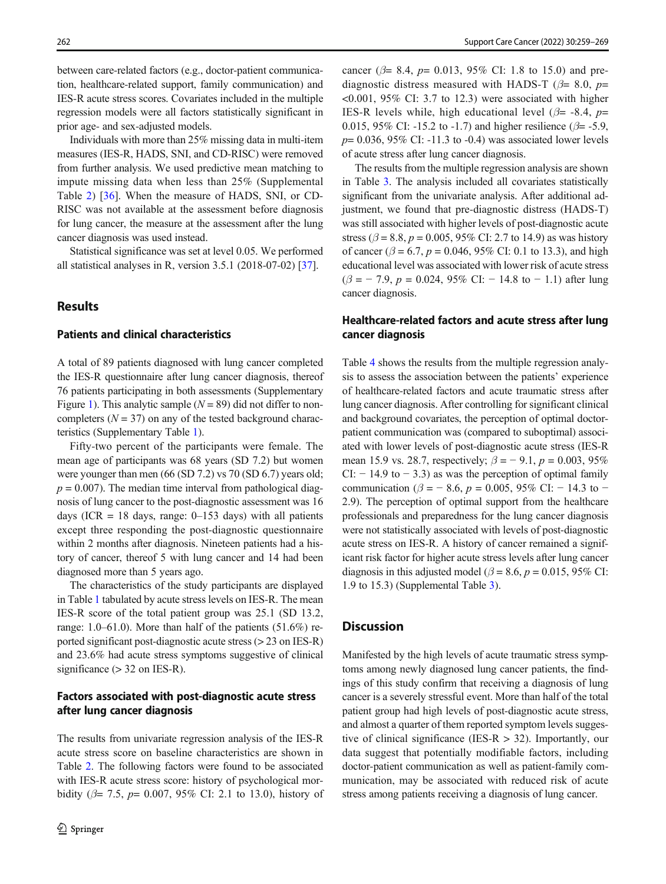between care-related factors (e.g., doctor-patient communication, healthcare-related support, family communication) and IES-R acute stress scores. Covariates included in the multiple regression models were all factors statistically significant in prior age- and sex-adjusted models.

Individuals with more than 25% missing data in multi-item measures (IES-R, HADS, SNI, and CD-RISC) were removed from further analysis. We used predictive mean matching to impute missing data when less than 25% (Supplemental Table 2) [36]. When the measure of HADS, SNI, or CD-RISC was not available at the assessment before diagnosis for lung cancer, the measure at the assessment after the lung cancer diagnosis was used instead.

Statistical significance was set at level 0.05. We performed all statistical analyses in R, version 3.5.1 (2018-07-02) [37].

## Results

### Patients and clinical characteristics

A total of 89 patients diagnosed with lung cancer completed the IES-R questionnaire after lung cancer diagnosis, thereof 76 patients participating in both assessments (Supplementary Figure 1). This analytic sample ($N = 89$) did not differ to non-completers ($N = 37$) on any of the tested background characteristics (Supplementary Table 1).

Fifty-two percent of the participants were female. The mean age of participants was 68 years (SD 7.2) but women were younger than men (66 (SD 7.2) vs 70 (SD 6.7) years old; $p = 0.007$). The median time interval from pathological diagnosis of lung cancer to the post-diagnostic assessment was 16 days (ICR = 18 days, range: 0–153 days) with all patients except three responding the post-diagnostic questionnaire within 2 months after diagnosis. Nineteen patients had a history of cancer, thereof 5 with lung cancer and 14 had been diagnosed more than 5 years ago.

The characteristics of the study participants are displayed in Table 1 tabulated by acute stress levels on IES-R. The mean IES-R score of the total patient group was 25.1 (SD 13.2, range: 1.0–61.0). More than half of the patients (51.6%) reported significant post-diagnostic acute stress (> 23 on IES-R) and 23.6% had acute stress symptoms suggestive of clinical significance (> 32 on IES-R).

### Factors associated with post-diagnostic acute stress after lung cancer diagnosis

The results from univariate regression analysis of the IES-R acute stress score on baseline characteristics are shown in Table 2. The following factors were found to be associated with IES-R acute stress score: history of psychological morbidity ($\beta$= 7.5, $p$= 0.007, 95% CI: 2.1 to 13.0), history of cancer ($\beta$= 8.4, $p$= 0.013, 95% CI: 1.8 to 15.0) and pre-diagnostic distress measured with HADS-T ($\beta$= 8.0, $p$= <0.001, 95% CI: 3.7 to 12.3) were associated with higher IES-R levels while, high educational level ($\beta$= -8.4, $p$= 0.015, 95% CI: -15.2 to -1.7) and higher resilience ($\beta$= -5.9, $p$= 0.036, 95% CI: -11.3 to -0.4) was associated lower levels of acute stress after lung cancer diagnosis.

The results from the multiple regression analysis are shown in Table 3. The analysis included all covariates statistically significant from the univariate analysis. After additional adjustment, we found that pre-diagnostic distress (HADS-T) was still associated with higher levels of post-diagnostic acute stress ($\beta = 8.8$, $p = 0.005$, 95% CI: 2.7 to 14.9) as was history of cancer ($\beta = 6.7$, $p = 0.046$, 95% CI: 0.1 to 13.3), and high educational level was associated with lower risk of acute stress ($\beta = -7.9$, $p = 0.024$, 95% CI: − 14.8 to − 1.1) after lung cancer diagnosis.

### Healthcare-related factors and acute stress after lung cancer diagnosis

Table 4 shows the results from the multiple regression analysis to assess the association between the patients' experience of healthcare-related factors and acute traumatic stress after lung cancer diagnosis. After controlling for significant clinical and background covariates, the perception of optimal doctor-patient communication was (compared to suboptimal) associated with lower levels of post-diagnostic acute stress (IES-R mean 15.9 vs. 28.7, respectively; $\beta = -9.1$, $p = 0.003$, 95% CI: − 14.9 to − 3.3) as was the perception of optimal family communication ($\beta = -8.6$, $p = 0.005$, 95% CI: − 14.3 to − 2.9). The perception of optimal support from the healthcare professionals and preparedness for the lung cancer diagnosis were not statistically associated with levels of post-diagnostic acute stress on IES-R. A history of cancer remained a significant risk factor for higher acute stress levels after lung cancer diagnosis in this adjusted model ($\beta = 8.6$, $p = 0.015$, 95% CI: 1.9 to 15.3) (Supplemental Table 3).

## Discussion

Manifested by the high levels of acute traumatic stress symptoms among newly diagnosed lung cancer patients, the findings of this study confirm that receiving a diagnosis of lung cancer is a severely stressful event. More than half of the total patient group had high levels of post-diagnostic acute stress, and almost a quarter of them reported symptom levels suggestive of clinical significance (IES-R > 32). Importantly, our data suggest that potentially modifiable factors, including doctor-patient communication as well as patient-family communication, may be associated with reduced risk of acute stress among patients receiving a diagnosis of lung cancer.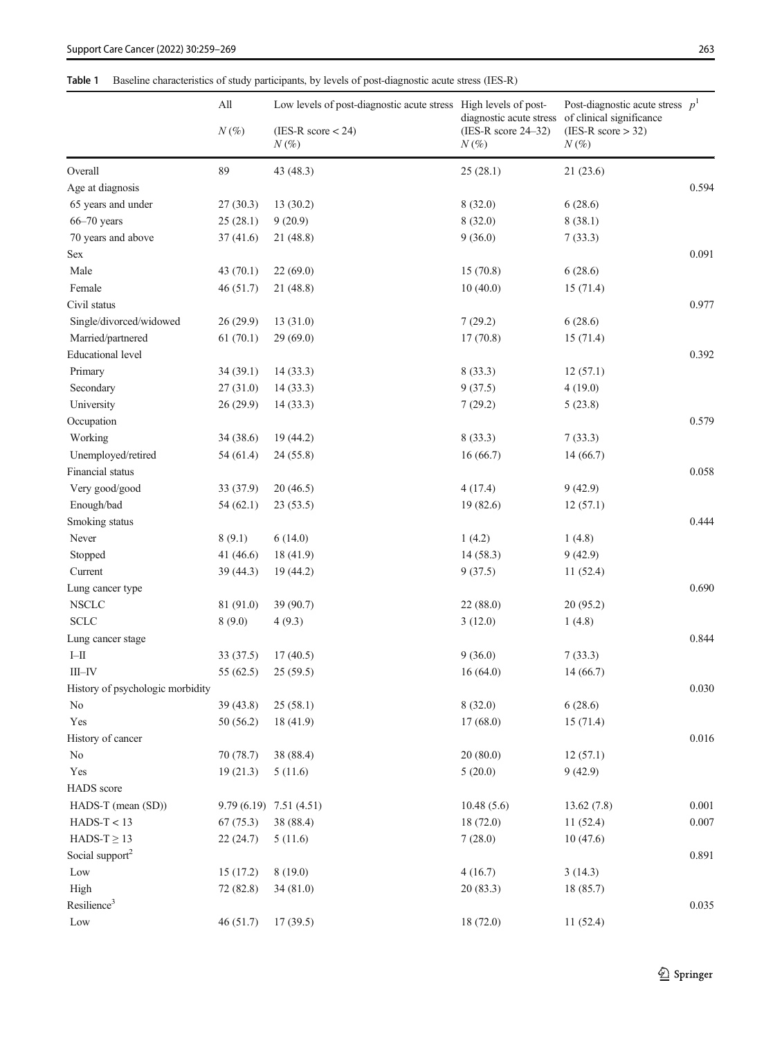**Table 1** Baseline characteristics of study participants, by levels of post-diagnostic acute stress (IES-R)

| | All<br>$N$ (%) | Low levels of post-diagnostic acute stress<br>(IES-R score < 24)<br>$N$ (%) | High levels of post-diagnostic acute stress<br>(IES-R score 24–32)<br>$N$ (%) | Post-diagnostic acute stress of clinical significance<br>(IES-R score > 32)<br>$N$ (%) | $p$[1] |
|---|---|---|---|---|---|
| Overall | 89 | 43 (48.3) | 25 (28.1) | 21 (23.6) | |
| Age at diagnosis | | | | | 0.594 |
| 65 years and under | 27 (30.3) | 13 (30.2) | 8 (32.0) | 6 (28.6) | |
| 66–70 years | 25 (28.1) | 9 (20.9) | 8 (32.0) | 8 (38.1) | |
| 70 years and above | 37 (41.6) | 21 (48.8) | 9 (36.0) | 7 (33.3) | |
| Sex | | | | | 0.091 |
| Male | 43 (70.1) | 22 (69.0) | 15 (70.8) | 6 (28.6) | |
| Female | 46 (51.7) | 21 (48.8) | 10 (40.0) | 15 (71.4) | |
| Civil status | | | | | 0.977 |
| Single/divorced/widowed | 26 (29.9) | 13 (31.0) | 7 (29.2) | 6 (28.6) | |
| Married/partnered | 61 (70.1) | 29 (69.0) | 17 (70.8) | 15 (71.4) | |
| Educational level | | | | | 0.392 |
| Primary | 34 (39.1) | 14 (33.3) | 8 (33.3) | 12 (57.1) | |
| Secondary | 27 (31.0) | 14 (33.3) | 9 (37.5) | 4 (19.0) | |
| University | 26 (29.9) | 14 (33.3) | 7 (29.2) | 5 (23.8) | |
| Occupation | | | | | 0.579 |
| Working | 34 (38.6) | 19 (44.2) | 8 (33.3) | 7 (33.3) | |
| Unemployed/retired | 54 (61.4) | 24 (55.8) | 16 (66.7) | 14 (66.7) | |
| Financial status | | | | | 0.058 |
| Very good/good | 33 (37.9) | 20 (46.5) | 4 (17.4) | 9 (42.9) | |
| Enough/bad | 54 (62.1) | 23 (53.5) | 19 (82.6) | 12 (57.1) | |
| Smoking status | | | | | 0.444 |
| Never | 8 (9.1) | 6 (14.0) | 1 (4.2) | 1 (4.8) | |
| Stopped | 41 (46.6) | 18 (41.9) | 14 (58.3) | 9 (42.9) | |
| Current | 39 (44.3) | 19 (44.2) | 9 (37.5) | 11 (52.4) | |
| Lung cancer type | | | | | 0.690 |
| NSCLC | 81 (91.0) | 39 (90.7) | 22 (88.0) | 20 (95.2) | |
| SCLC | 8 (9.0) | 4 (9.3) | 3 (12.0) | 1 (4.8) | |
| Lung cancer stage | | | | | 0.844 |
| I–II | 33 (37.5) | 17 (40.5) | 9 (36.0) | 7 (33.3) | |
| III–IV | 55 (62.5) | 25 (59.5) | 16 (64.0) | 14 (66.7) | |
| History of psychologic morbidity | | | | | 0.030 |
| No | 39 (43.8) | 25 (58.1) | 8 (32.0) | 6 (28.6) | |
| Yes | 50 (56.2) | 18 (41.9) | 17 (68.0) | 15 (71.4) | |
| History of cancer | | | | | 0.016 |
| No | 70 (78.7) | 38 (88.4) | 20 (80.0) | 12 (57.1) | |
| Yes | 19 (21.3) | 5 (11.6) | 5 (20.0) | 9 (42.9) | |
| HADS score | | | | | |
| HADS-T (mean (SD)) | 9.79 (6.19) | 7.51 (4.51) | 10.48 (5.6) | 13.62 (7.8) | 0.001 |
| HADS-T < 13 | 67 (75.3) | 38 (88.4) | 18 (72.0) | 11 (52.4) | 0.007 |
| HADS-T ≥ 13 | 22 (24.7) | 5 (11.6) | 7 (28.0) | 10 (47.6) | |
| Social support[2] | | | | | 0.891 |
| Low | 15 (17.2) | 8 (19.0) | 4 (16.7) | 3 (14.3) | |
| High | 72 (82.8) | 34 (81.0) | 20 (83.3) | 18 (85.7) | |
| Resilience[3] | | | | | 0.035 |
| Low | 46 (51.7) | 17 (39.5) | 18 (72.0) | 11 (52.4) | |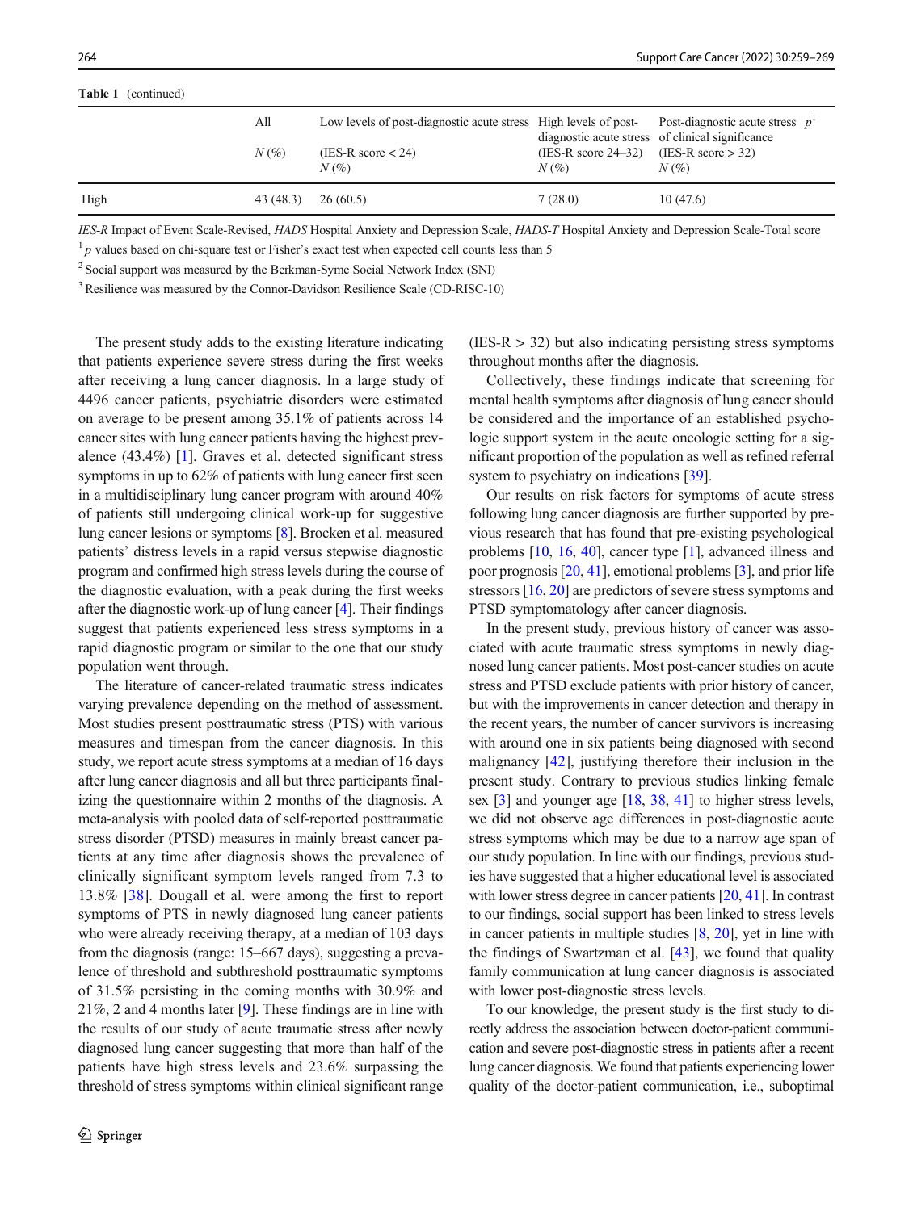**Table 1** (continued)

| | All | Low levels of post-diagnostic acute stress | High levels of post-diagnostic acute stress | Post-diagnostic acute stress of clinical significance | $p$[1] |
|---|---|---|---|---|---|
| | $N$ (%) | (IES-R score < 24) $N$ (%) | (IES-R score 24–32) $N$ (%) | (IES-R score > 32) $N$ (%) | |
| High | 43 (48.3) | 26 (60.5) | 7 (28.0) | 10 (47.6) | |

*IES-R* Impact of Event Scale-Revised, *HADS* Hospital Anxiety and Depression Scale, *HADS-T* Hospital Anxiety and Depression Scale-Total score

[1] $p$ values based on chi-square test or Fisher's exact test when expected cell counts less than 5

[2] Social support was measured by the Berkman-Syme Social Network Index (SNI)

[3] Resilience was measured by the Connor-Davidson Resilience Scale (CD-RISC-10)

The present study adds to the existing literature indicating that patients experience severe stress during the first weeks after receiving a lung cancer diagnosis. In a large study of 4496 cancer patients, psychiatric disorders were estimated on average to be present among 35.1% of patients across 14 cancer sites with lung cancer patients having the highest prevalence (43.4%) [1]. Graves et al. detected significant stress symptoms in up to 62% of patients with lung cancer first seen in a multidisciplinary lung cancer program with around 40% of patients still undergoing clinical work-up for suggestive lung cancer lesions or symptoms [8]. Brocken et al. measured patients' distress levels in a rapid versus stepwise diagnostic program and confirmed high stress levels during the course of the diagnostic evaluation, with a peak during the first weeks after the diagnostic work-up of lung cancer [4]. Their findings suggest that patients experienced less stress symptoms in a rapid diagnostic program or similar to the one that our study population went through.

The literature of cancer-related traumatic stress indicates varying prevalence depending on the method of assessment. Most studies present posttraumatic stress (PTS) with various measures and timespan from the cancer diagnosis. In this study, we report acute stress symptoms at a median of 16 days after lung cancer diagnosis and all but three participants finalizing the questionnaire within 2 months of the diagnosis. A meta-analysis with pooled data of self-reported posttraumatic stress disorder (PTSD) measures in mainly breast cancer patients at any time after diagnosis shows the prevalence of clinically significant symptom levels ranged from 7.3 to 13.8% [38]. Dougall et al. were among the first to report symptoms of PTS in newly diagnosed lung cancer patients who were already receiving therapy, at a median of 103 days from the diagnosis (range: 15–667 days), suggesting a prevalence of threshold and subthreshold posttraumatic symptoms of 31.5% persisting in the coming months with 30.9% and 21%, 2 and 4 months later [9]. These findings are in line with the results of our study of acute traumatic stress after newly diagnosed lung cancer suggesting that more than half of the patients have high stress levels and 23.6% surpassing the threshold of stress symptoms within clinical significant range (IES-R > 32) but also indicating persisting stress symptoms throughout months after the diagnosis.

Collectively, these findings indicate that screening for mental health symptoms after diagnosis of lung cancer should be considered and the importance of an established psychologic support system in the acute oncologic setting for a significant proportion of the population as well as refined referral system to psychiatry on indications [39].

Our results on risk factors for symptoms of acute stress following lung cancer diagnosis are further supported by previous research that has found that pre-existing psychological problems [10, 16, 40], cancer type [1], advanced illness and poor prognosis [20, 41], emotional problems [3], and prior life stressors [16, 20] are predictors of severe stress symptoms and PTSD symptomatology after cancer diagnosis.

In the present study, previous history of cancer was associated with acute traumatic stress symptoms in newly diagnosed lung cancer patients. Most post-cancer studies on acute stress and PTSD exclude patients with prior history of cancer, but with the improvements in cancer detection and therapy in the recent years, the number of cancer survivors is increasing with around one in six patients being diagnosed with second malignancy [42], justifying therefore their inclusion in the present study. Contrary to previous studies linking female sex [3] and younger age [18, 38, 41] to higher stress levels, we did not observe age differences in post-diagnostic acute stress symptoms which may be due to a narrow age span of our study population. In line with our findings, previous studies have suggested that a higher educational level is associated with lower stress degree in cancer patients [20, 41]. In contrast to our findings, social support has been linked to stress levels in cancer patients in multiple studies [8, 20], yet in line with the findings of Swartzman et al. [43], we found that quality family communication at lung cancer diagnosis is associated with lower post-diagnostic stress levels.

To our knowledge, the present study is the first study to directly address the association between doctor-patient communication and severe post-diagnostic stress in patients after a recent lung cancer diagnosis. We found that patients experiencing lower quality of the doctor-patient communication, i.e., suboptimal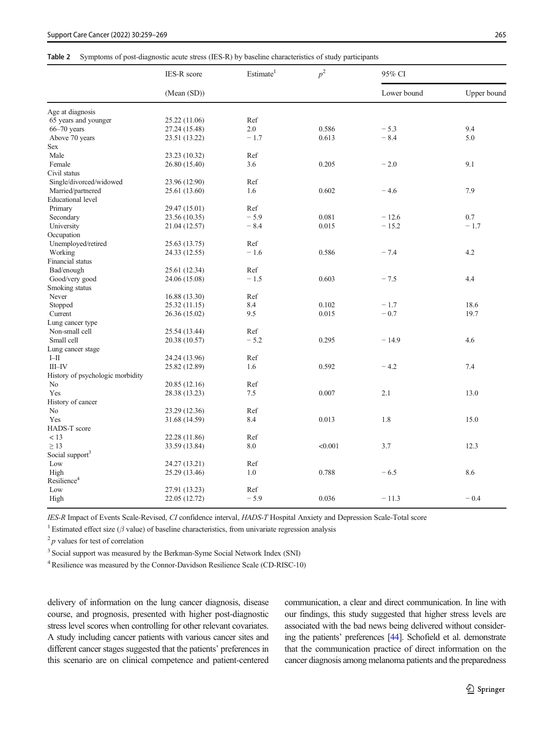**Table 2** Symptoms of post-diagnostic acute stress (IES-R) by baseline characteristics of study participants

| | IES-R score | Estimate[1] | $p^2$ | 95% CI | |
|---|---|---|---|---|---|
| | (Mean (SD)) | | | Lower bound | Upper bound |
| Age at diagnosis | | | | | |
| 65 years and younger | 25.22 (11.06) | Ref | | | |
| 66–70 years | 27.24 (15.48) | 2.0 | 0.586 | − 5.3 | 9.4 |
| Above 70 years | 23.51 (13.22) | − 1.7 | 0.613 | − 8.4 | 5.0 |
| Sex | | | | | |
| Male | 23.23 (10.32) | Ref | | | |
| Female | 26.80 (15.40) | 3.6 | 0.205 | − 2.0 | 9.1 |
| Civil status | | | | | |
| Single/divorced/widowed | 23.96 (12.90) | Ref | | | |
| Married/partnered | 25.61 (13.60) | 1.6 | 0.602 | − 4.6 | 7.9 |
| Educational level | | | | | |
| Primary | 29.47 (15.01) | Ref | | | |
| Secondary | 23.56 (10.35) | − 5.9 | 0.081 | − 12.6 | 0.7 |
| University | 21.04 (12.57) | − 8.4 | 0.015 | − 15.2 | − 1.7 |
| Occupation | | | | | |
| Unemployed/retired | 25.63 (13.75) | Ref | | | |
| Working | 24.33 (12.55) | − 1.6 | 0.586 | − 7.4 | 4.2 |
| Financial status | | | | | |
| Bad/enough | 25.61 (12.34) | Ref | | | |
| Good/very good | 24.06 (15.08) | − 1.5 | 0.603 | − 7.5 | 4.4 |
| Smoking status | | | | | |
| Never | 16.88 (13.30) | Ref | | | |
| Stopped | 25.32 (11.15) | 8.4 | 0.102 | − 1.7 | 18.6 |
| Current | 26.36 (15.02) | 9.5 | 0.015 | − 0.7 | 19.7 |
| Lung cancer type | | | | | |
| Non-small cell | 25.54 (13.44) | Ref | | | |
| Small cell | 20.38 (10.57) | − 5.2 | 0.295 | − 14.9 | 4.6 |
| Lung cancer stage | | | | | |
| I–II | 24.24 (13.96) | Ref | | | |
| III–IV | 25.82 (12.89) | 1.6 | 0.592 | − 4.2 | 7.4 |
| History of psychologic morbidity | | | | | |
| No | 20.85 (12.16) | Ref | | | |
| Yes | 28.38 (13.23) | 7.5 | 0.007 | 2.1 | 13.0 |
| History of cancer | | | | | |
| No | 23.29 (12.36) | Ref | | | |
| Yes | 31.68 (14.59) | 8.4 | 0.013 | 1.8 | 15.0 |
| HADS-T score | | | | | |
| < 13 | 22.28 (11.86) | Ref | | | |
| ≥ 13 | 33.59 (13.84) | 8.0 | <0.001 | 3.7 | 12.3 |
| Social support[3] | | | | | |
| Low | 24.27 (13.21) | Ref | | | |
| High | 25.29 (13.46) | 1.0 | 0.788 | − 6.5 | 8.6 |
| Resilience[4] | | | | | |
| Low | 27.91 (13.23) | Ref | | | |
| High | 22.05 (12.72) | − 5.9 | 0.036 | − 11.3 | − 0.4 |

*IES-R* Impact of Events Scale-Revised, *CI* confidence interval, *HADS-T* Hospital Anxiety and Depression Scale-Total score

[1] Estimated effect size ($\beta$ value) of baseline characteristics, from univariate regression analysis

[2] $p$ values for test of correlation

[3] Social support was measured by the Berkman-Syme Social Network Index (SNI)

[4] Resilience was measured by the Connor-Davidson Resilience Scale (CD-RISC-10)

delivery of information on the lung cancer diagnosis, disease course, and prognosis, presented with higher post-diagnostic stress level scores when controlling for other relevant covariates. A study including cancer patients with various cancer sites and different cancer stages suggested that the patients' preferences in this scenario are on clinical competence and patient-centered communication, a clear and direct communication. In line with our findings, this study suggested that higher stress levels are associated with the bad news being delivered without considering the patients' preferences [44]. Schofield et al. demonstrate that the communication practice of direct information on the cancer diagnosis among melanoma patients and the preparedness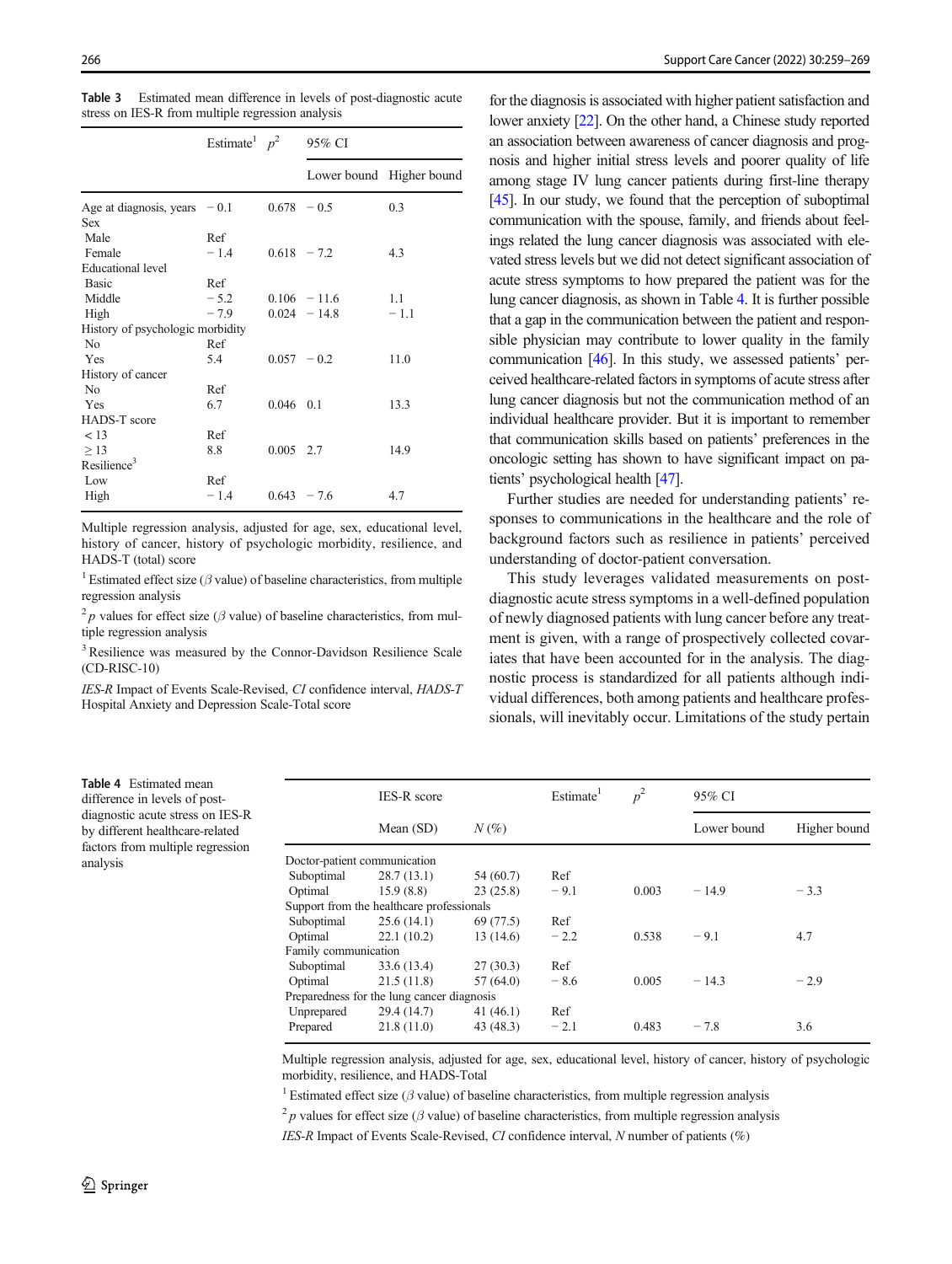**Table 3** Estimated mean difference in levels of post-diagnostic acute stress on IES-R from multiple regression analysis

| | Estimate[1] | $p^2$ | 95% CI | |
|---|---|---|---|---|
| | | | Lower bound | Higher bound |
| Age at diagnosis, years | − 0.1 | 0.678 | − 0.5 | 0.3 |
| Sex | | | | |
| Male | Ref | | | |
| Female | − 1.4 | 0.618 | − 7.2 | 4.3 |
| Educational level | | | | |
| Basic | Ref | | | |
| Middle | − 5.2 | 0.106 | − 11.6 | 1.1 |
| High | − 7.9 | 0.024 | − 14.8 | − 1.1 |
| History of psychologic morbidity | | | | |
| No | Ref | | | |
| Yes | 5.4 | 0.057 | − 0.2 | 11.0 |
| History of cancer | | | | |
| No | Ref | | | |
| Yes | 6.7 | 0.046 | 0.1 | 13.3 |
| HADS-T score | | | | |
| < 13 | Ref | | | |
| ≥ 13 | 8.8 | 0.005 | 2.7 | 14.9 |
| Resilience[3] | | | | |
| Low | Ref | | | |
| High | − 1.4 | 0.643 | − 7.6 | 4.7 |

Multiple regression analysis, adjusted for age, sex, educational level, history of cancer, history of psychologic morbidity, resilience, and HADS-T (total) score

[1] Estimated effect size ($\beta$ value) of baseline characteristics, from multiple regression analysis

[2] $p$ values for effect size ($\beta$ value) of baseline characteristics, from multiple regression analysis

[3] Resilience was measured by the Connor-Davidson Resilience Scale (CD-RISC-10)

*IES-R* Impact of Events Scale-Revised, *CI* confidence interval, *HADS-T* Hospital Anxiety and Depression Scale-Total score

for the diagnosis is associated with higher patient satisfaction and lower anxiety [22]. On the other hand, a Chinese study reported an association between awareness of cancer diagnosis and prognosis and higher initial stress levels and poorer quality of life among stage IV lung cancer patients during first-line therapy [45]. In our study, we found that the perception of suboptimal communication with the spouse, family, and friends about feelings related the lung cancer diagnosis was associated with elevated stress levels but we did not detect significant association of acute stress symptoms to how prepared the patient was for the lung cancer diagnosis, as shown in Table 4. It is further possible that a gap in the communication between the patient and responsible physician may contribute to lower quality in the family communication [46]. In this study, we assessed patients' perceived healthcare-related factors in symptoms of acute stress after lung cancer diagnosis but not the communication method of an individual healthcare provider. But it is important to remember that communication skills based on patients' preferences in the oncologic setting has shown to have significant impact on patients' psychological health [47].

Further studies are needed for understanding patients' responses to communications in the healthcare and the role of background factors such as resilience in patients' perceived understanding of doctor-patient conversation.

This study leverages validated measurements on post-diagnostic acute stress symptoms in a well-defined population of newly diagnosed patients with lung cancer before any treatment is given, with a range of prospectively collected covariates that have been accounted for in the analysis. The diagnostic process is standardized for all patients although individual differences, both among patients and healthcare professionals, will inevitably occur. Limitations of the study pertain

**Table 4** Estimated mean difference in levels of post-diagnostic acute stress on IES-R by different healthcare-related factors from multiple regression analysis

| | IES-R score | | Estimate[1] | $p^2$ | 95% CI | |
|---|---|---|---|---|---|---|
| | Mean (SD) | *N* (%) | | | Lower bound | Higher bound |
| Doctor-patient communication | | | | | | |
| Suboptimal | 28.7 (13.1) | 54 (60.7) | Ref | | | |
| Optimal | 15.9 (8.8) | 23 (25.8) | − 9.1 | 0.003 | − 14.9 | − 3.3 |
| Support from the healthcare professionals | | | | | | |
| Suboptimal | 25.6 (14.1) | 69 (77.5) | Ref | | | |
| Optimal | 22.1 (10.2) | 13 (14.6) | − 2.2 | 0.538 | − 9.1 | 4.7 |
| Family communication | | | | | | |
| Suboptimal | 33.6 (13.4) | 27 (30.3) | Ref | | | |
| Optimal | 21.5 (11.8) | 57 (64.0) | − 8.6 | 0.005 | − 14.3 | − 2.9 |
| Preparedness for the lung cancer diagnosis | | | | | | |
| Unprepared | 29.4 (14.7) | 41 (46.1) | Ref | | | |
| Prepared | 21.8 (11.0) | 43 (48.3) | − 2.1 | 0.483 | − 7.8 | 3.6 |

Multiple regression analysis, adjusted for age, sex, educational level, history of cancer, history of psychologic morbidity, resilience, and HADS-Total

[1] Estimated effect size ($\beta$ value) of baseline characteristics, from multiple regression analysis

[2] $p$ values for effect size ($\beta$ value) of baseline characteristics, from multiple regression analysis

*IES-R* Impact of Events Scale-Revised, *CI* confidence interval, *N* number of patients (%)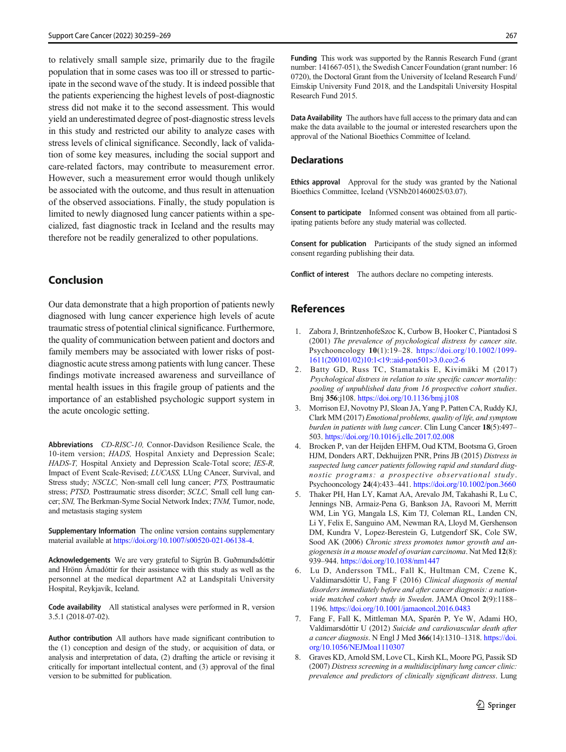to relatively small sample size, primarily due to the fragile population that in some cases was too ill or stressed to participate in the second wave of the study. It is indeed possible that the patients experiencing the highest levels of post-diagnostic stress did not make it to the second assessment. This would yield an underestimated degree of post-diagnostic stress levels in this study and restricted our ability to analyze cases with stress levels of clinical significance. Secondly, lack of validation of some key measures, including the social support and care-related factors, may contribute to measurement error. However, such a measurement error would though unlikely be associated with the outcome, and thus result in attenuation of the observed associations. Finally, the study population is limited to newly diagnosed lung cancer patients within a specialized, fast diagnostic track in Iceland and the results may therefore not be readily generalized to other populations.

## Conclusion

Our data demonstrate that a high proportion of patients newly diagnosed with lung cancer experience high levels of acute traumatic stress of potential clinical significance. Furthermore, the quality of communication between patient and doctors and family members may be associated with lower risks of post-diagnostic acute stress among patients with lung cancer. These findings motivate increased awareness and surveillance of mental health issues in this fragile group of patients and the importance of an established psychologic support system in the acute oncologic setting.

**Abbreviations** *CD-RISC-10,* Connor-Davidson Resilience Scale, the 10-item version; *HADS,* Hospital Anxiety and Depression Scale; *HADS-T,* Hospital Anxiety and Depression Scale-Total score; *IES-R,* Impact of Event Scale-Revised; *LUCASS,* LUng CAncer, Survival, and Stress study; *NSCLC,* Non-small cell lung cancer; *PTS,* Posttraumatic stress; *PTSD,* Posttraumatic stress disorder; *SCLC,* Small cell lung cancer; *SNI,* The Berkman-Syme Social Network Index; *TNM,* Tumor, node, and metastasis staging system

**Supplementary Information** The online version contains supplementary material available at https://doi.org/10.1007/s00520-021-06138-4.

**Acknowledgements** We are very grateful to Sigrún B. Guðmundsdóttir and Hrönn Árnadóttir for their assistance with this study as well as the personnel at the medical department A2 at Landspitali University Hospital, Reykjavík, Iceland.

**Code availability** All statistical analyses were performed in R, version 3.5.1 (2018-07-02).

**Author contribution** All authors have made significant contribution to the (1) conception and design of the study, or acquisition of data, or analysis and interpretation of data, (2) drafting the article or revising it critically for important intellectual content, and (3) approval of the final version to be submitted for publication.

**Funding** This work was supported by the Rannis Research Fund (grant number: 141667-051), the Swedish Cancer Foundation (grant number: 16 0720), the Doctoral Grant from the University of Iceland Research Fund/ Eimskip University Fund 2018, and the Landspitali University Hospital Research Fund 2015.

**Data Availability** The authors have full access to the primary data and can make the data available to the journal or interested researchers upon the approval of the National Bioethics Committee of Iceland.

## Declarations

**Ethics approval** Approval for the study was granted by the National Bioethics Committee, Iceland (VSNb201460025/03.07).

**Consent to participate** Informed consent was obtained from all participating patients before any study material was collected.

**Consent for publication** Participants of the study signed an informed consent regarding publishing their data.

**Conflict of interest** The authors declare no competing interests.

## References

1. Zabora J, BrintzenhofeSzoc K, Curbow B, Hooker C, Piantadosi S (2001) *The prevalence of psychological distress by cancer site*. Psychooncology **10**(1):19–28. https://doi.org/10.1002/1099-1611(200101/02)10:1<19::aid-pon501>3.0.co;2-6
2. Batty GD, Russ TC, Stamatakis E, Kivimäki M (2017) *Psychological distress in relation to site specific cancer mortality: pooling of unpublished data from 16 prospective cohort studies*. Bmj **356**:j108. https://doi.org/10.1136/bmj.j108
3. Morrison EJ, Novotny PJ, Sloan JA, Yang P, Patten CA, Ruddy KJ, Clark MM (2017) *Emotional problems, quality of life, and symptom burden in patients with lung cancer*. Clin Lung Cancer **18**(5):497–503. https://doi.org/10.1016/j.cllc.2017.02.008
4. Brocken P, van der Heijden EHFM, Oud KTM, Bootsma G, Groen HJM, Donders ART, Dekhuijzen PNR, Prins JB (2015) *Distress in suspected lung cancer patients following rapid and standard diagnostic programs: a prospective observational study*. Psychooncology **24**(4):433–441. https://doi.org/10.1002/pon.3660
5. Thaker PH, Han LY, Kamat AA, Arevalo JM, Takahashi R, Lu C, Jennings NB, Armaiz-Pena G, Bankson JA, Ravoori M, Merritt WM, Lin YG, Mangala LS, Kim TJ, Coleman RL, Landen CN, Li Y, Felix E, Sanguino AM, Newman RA, Lloyd M, Gershenson DM, Kundra V, Lopez-Berestein G, Lutgendorf SK, Cole SW, Sood AK (2006) *Chronic stress promotes tumor growth and angiogenesis in a mouse model of ovarian carcinoma*. Nat Med **12**(8): 939–944. https://doi.org/10.1038/nm1447
6. Lu D, Andersson TML, Fall K, Hultman CM, Czene K, Valdimarsdóttir U, Fang F (2016) *Clinical diagnosis of mental disorders immediately before and after cancer diagnosis: a nationwide matched cohort study in Sweden*. JAMA Oncol **2**(9):1188–1196. https://doi.org/10.1001/jamaoncol.2016.0483
7. Fang F, Fall K, Mittleman MA, Sparén P, Ye W, Adami HO, Valdimarsdóttir U (2012) *Suicide and cardiovascular death after a cancer diagnosis*. N Engl J Med **366**(14):1310–1318. https://doi.org/10.1056/NEJMoa1110307
8. Graves KD, Arnold SM, Love CL, Kirsh KL, Moore PG, Passik SD (2007) *Distress screening in a multidisciplinary lung cancer clinic: prevalence and predictors of clinically significant distress*. Lung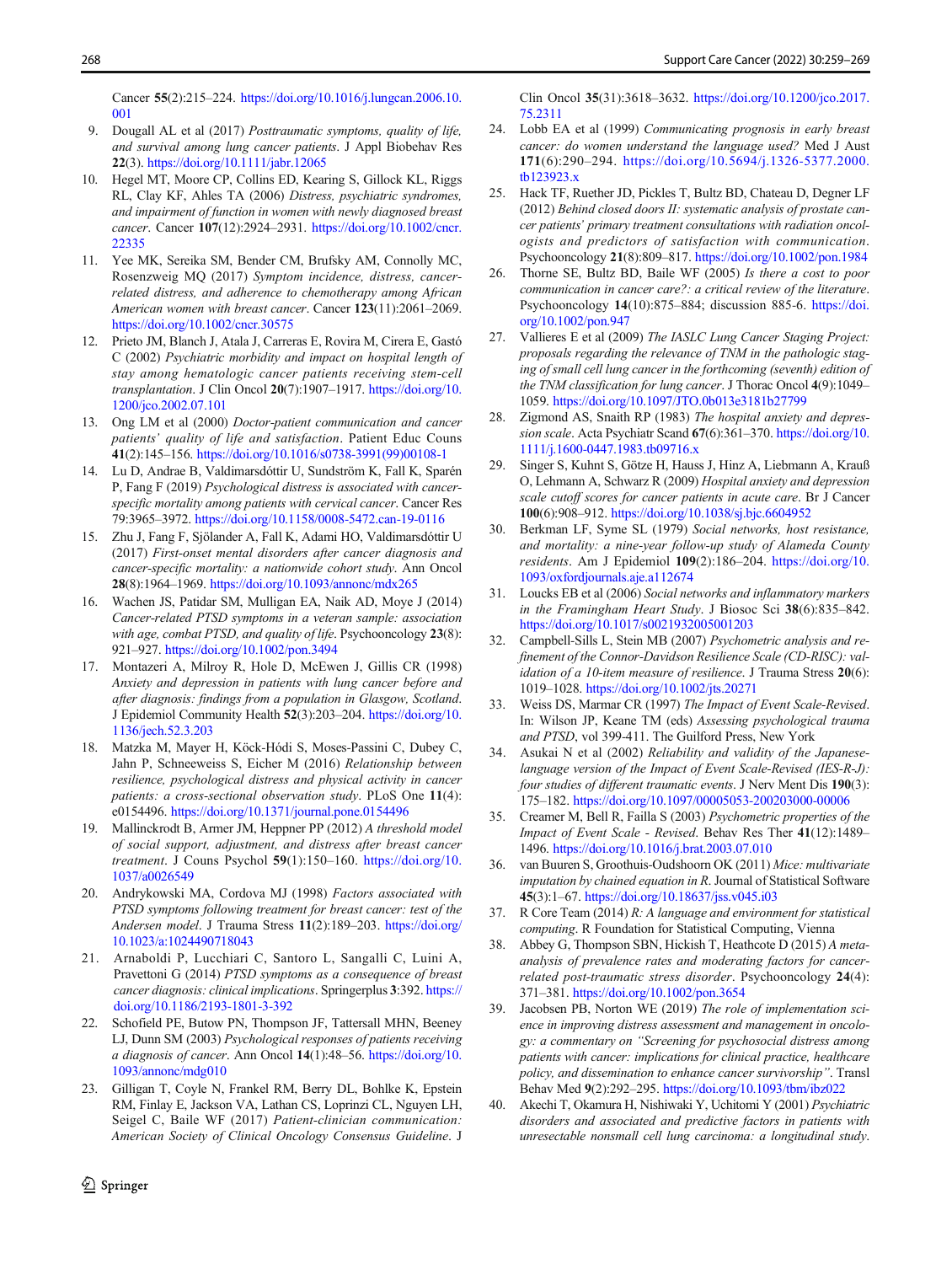Cancer **55**(2):215–224. https://doi.org/10.1016/j.lungcan.2006.10.001

9. Dougall AL et al (2017) *Posttraumatic symptoms, quality of life, and survival among lung cancer patients*. J Appl Biobehav Res **22**(3). https://doi.org/10.1111/jabr.12065
10. Hegel MT, Moore CP, Collins ED, Kearing S, Gillock KL, Riggs RL, Clay KF, Ahles TA (2006) *Distress, psychiatric syndromes, and impairment of function in women with newly diagnosed breast cancer*. Cancer **107**(12):2924–2931. https://doi.org/10.1002/cncr.22335
11. Yee MK, Sereika SM, Bender CM, Brufsky AM, Connolly MC, Rosenzweig MQ (2017) *Symptom incidence, distress, cancer-related distress, and adherence to chemotherapy among African American women with breast cancer*. Cancer **123**(11):2061–2069. https://doi.org/10.1002/cncr.30575
12. Prieto JM, Blanch J, Atala J, Carreras E, Rovira M, Cirera E, Gastó C (2002) *Psychiatric morbidity and impact on hospital length of stay among hematologic cancer patients receiving stem-cell transplantation*. J Clin Oncol **20**(7):1907–1917. https://doi.org/10.1200/jco.2002.07.101
13. Ong LM et al (2000) *Doctor-patient communication and cancer patients' quality of life and satisfaction*. Patient Educ Couns **41**(2):145–156. https://doi.org/10.1016/s0738-3991(99)00108-1
14. Lu D, Andrae B, Valdimarsdóttir U, Sundström K, Fall K, Sparén P, Fang F (2019) *Psychological distress is associated with cancer-specific mortality among patients with cervical cancer*. Cancer Res 79:3965–3972. https://doi.org/10.1158/0008-5472.can-19-0116
15. Zhu J, Fang F, Sjölander A, Fall K, Adami HO, Valdimarsdóttir U (2017) *First-onset mental disorders after cancer diagnosis and cancer-specific mortality: a nationwide cohort study*. Ann Oncol **28**(8):1964–1969. https://doi.org/10.1093/annonc/mdx265
16. Wachen JS, Patidar SM, Mulligan EA, Naik AD, Moye J (2014) *Cancer-related PTSD symptoms in a veteran sample: association with age, combat PTSD, and quality of life*. Psychooncology **23**(8):921–927. https://doi.org/10.1002/pon.3494
17. Montazeri A, Milroy R, Hole D, McEwen J, Gillis CR (1998) *Anxiety and depression in patients with lung cancer before and after diagnosis: findings from a population in Glasgow, Scotland*. J Epidemiol Community Health **52**(3):203–204. https://doi.org/10.1136/jech.52.3.203
18. Matzka M, Mayer H, Köck-Hódi S, Moses-Passini C, Dubey C, Jahn P, Schneeweiss S, Eicher M (2016) *Relationship between resilience, psychological distress and physical activity in cancer patients: a cross-sectional observation study*. PLoS One **11**(4): e0154496. https://doi.org/10.1371/journal.pone.0154496
19. Mallinckrodt B, Armer JM, Heppner PP (2012) *A threshold model of social support, adjustment, and distress after breast cancer treatment*. J Couns Psychol **59**(1):150–160. https://doi.org/10.1037/a0026549
20. Andrykowski MA, Cordova MJ (1998) *Factors associated with PTSD symptoms following treatment for breast cancer: test of the Andersen model*. J Trauma Stress **11**(2):189–203. https://doi.org/10.1023/a:1024490718043
21. Arnaboldi P, Lucchiari C, Santoro L, Sangalli C, Luini A, Pravettoni G (2014) *PTSD symptoms as a consequence of breast cancer diagnosis: clinical implications*. Springerplus **3**:392. https://doi.org/10.1186/2193-1801-3-392
22. Schofield PE, Butow PN, Thompson JF, Tattersall MHN, Beeney LJ, Dunn SM (2003) *Psychological responses of patients receiving a diagnosis of cancer*. Ann Oncol **14**(1):48–56. https://doi.org/10.1093/annonc/mdg010
23. Gilligan T, Coyle N, Frankel RM, Berry DL, Bohlke K, Epstein RM, Finlay E, Jackson VA, Lathan CS, Loprinzi CL, Nguyen LH, Seigel C, Baile WF (2017) *Patient-clinician communication: American Society of Clinical Oncology Consensus Guideline*. J Clin Oncol **35**(31):3618–3632. https://doi.org/10.1200/jco.2017.75.2311
24. Lobb EA et al (1999) *Communicating prognosis in early breast cancer: do women understand the language used?* Med J Aust **171**(6):290–294. https://doi.org/10.5694/j.1326-5377.2000.tb123923.x
25. Hack TF, Ruether JD, Pickles T, Bultz BD, Chateau D, Degner LF (2012) *Behind closed doors II: systematic analysis of prostate cancer patients' primary treatment consultations with radiation oncologists and predictors of satisfaction with communication*. Psychooncology **21**(8):809–817. https://doi.org/10.1002/pon.1984
26. Thorne SE, Bultz BD, Baile WF (2005) *Is there a cost to poor communication in cancer care?: a critical review of the literature*. Psychooncology **14**(10):875–884; discussion 885-6. https://doi.org/10.1002/pon.947
27. Vallieres E et al (2009) *The IASLC Lung Cancer Staging Project: proposals regarding the relevance of TNM in the pathologic staging of small cell lung cancer in the forthcoming (seventh) edition of the TNM classification for lung cancer*. J Thorac Oncol **4**(9):1049–1059. https://doi.org/10.1097/JTO.0b013e3181b27799
28. Zigmond AS, Snaith RP (1983) *The hospital anxiety and depression scale*. Acta Psychiatr Scand **67**(6):361–370. https://doi.org/10.1111/j.1600-0447.1983.tb09716.x
29. Singer S, Kuhnt S, Götze H, Hauss J, Hinz A, Liebmann A, Krauß O, Lehmann A, Schwarz R (2009) *Hospital anxiety and depression scale cutoff scores for cancer patients in acute care*. Br J Cancer **100**(6):908–912. https://doi.org/10.1038/sj.bjc.6604952
30. Berkman LF, Syme SL (1979) *Social networks, host resistance, and mortality: a nine-year follow-up study of Alameda County residents*. Am J Epidemiol **109**(2):186–204. https://doi.org/10.1093/oxfordjournals.aje.a112674
31. Loucks EB et al (2006) *Social networks and inflammatory markers in the Framingham Heart Study*. J Biosoc Sci **38**(6):835–842. https://doi.org/10.1017/s0021932005001203
32. Campbell-Sills L, Stein MB (2007) *Psychometric analysis and refinement of the Connor-Davidson Resilience Scale (CD-RISC): validation of a 10-item measure of resilience*. J Trauma Stress **20**(6): 1019–1028. https://doi.org/10.1002/jts.20271
33. Weiss DS, Marmar CR (1997) *The Impact of Event Scale-Revised*. In: Wilson JP, Keane TM (eds) *Assessing psychological trauma and PTSD*, vol 399-411. The Guilford Press, New York
34. Asukai N et al (2002) *Reliability and validity of the Japanese-language version of the Impact of Event Scale-Revised (IES-R-J): four studies of different traumatic events*. J Nerv Ment Dis **190**(3): 175–182. https://doi.org/10.1097/00005053-200203000-00006
35. Creamer M, Bell R, Failla S (2003) *Psychometric properties of the Impact of Event Scale - Revised*. Behav Res Ther **41**(12):1489–1496. https://doi.org/10.1016/j.brat.2003.07.010
36. van Buuren S, Groothuis-Oudshoorn OK (2011) *Mice: multivariate imputation by chained equation in R*. Journal of Statistical Software **45**(3):1–67. https://doi.org/10.18637/jss.v045.i03
37. R Core Team (2014) *R: A language and environment for statistical computing*. R Foundation for Statistical Computing, Vienna
38. Abbey G, Thompson SBN, Hickish T, Heathcote D (2015) *A meta-analysis of prevalence rates and moderating factors for cancer-related post-traumatic stress disorder*. Psychooncology **24**(4): 371–381. https://doi.org/10.1002/pon.3654
39. Jacobsen PB, Norton WE (2019) *The role of implementation science in improving distress assessment and management in oncology: a commentary on "Screening for psychosocial distress among patients with cancer: implications for clinical practice, healthcare policy, and dissemination to enhance cancer survivorship"*. Transl Behav Med **9**(2):292–295. https://doi.org/10.1093/tbm/ibz022
40. Akechi T, Okamura H, Nishiwaki Y, Uchitomi Y (2001) *Psychiatric disorders and associated and predictive factors in patients with unresectable nonsmall cell lung carcinoma: a longitudinal study*.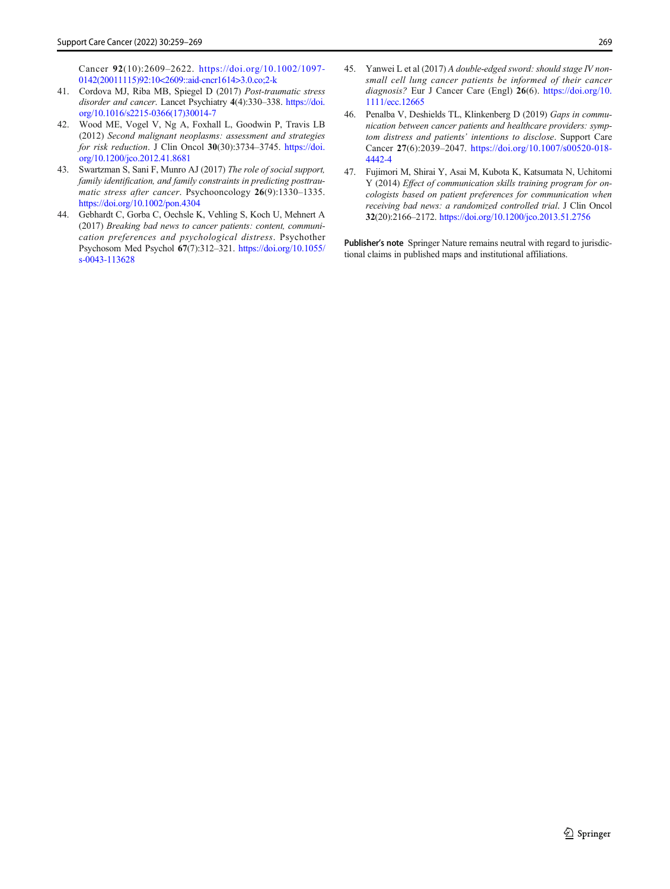Cancer **92**(10):2609–2622. https://doi.org/10.1002/1097-0142(20011115)92:10<2609::aid-cncr1614>3.0.co;2-k

41. Cordova MJ, Riba MB, Spiegel D (2017) *Post-traumatic stress disorder and cancer*. Lancet Psychiatry **4**(4):330–338. https://doi.org/10.1016/s2215-0366(17)30014-7
42. Wood ME, Vogel V, Ng A, Foxhall L, Goodwin P, Travis LB (2012) *Second malignant neoplasms: assessment and strategies for risk reduction*. J Clin Oncol **30**(30):3734–3745. https://doi.org/10.1200/jco.2012.41.8681
43. Swartzman S, Sani F, Munro AJ (2017) *The role of social support, family identification, and family constraints in predicting posttraumatic stress after cancer*. Psychooncology **26**(9):1330–1335. https://doi.org/10.1002/pon.4304
44. Gebhardt C, Gorba C, Oechsle K, Vehling S, Koch U, Mehnert A (2017) *Breaking bad news to cancer patients: content, communication preferences and psychological distress*. Psychother Psychosom Med Psychol **67**(7):312–321. https://doi.org/10.1055/s-0043-113628
45. Yanwei L et al (2017) *A double-edged sword: should stage IV non-small cell lung cancer patients be informed of their cancer diagnosis?* Eur J Cancer Care (Engl) **26**(6). https://doi.org/10.1111/ecc.12665
46. Penalba V, Deshields TL, Klinkenberg D (2019) *Gaps in communication between cancer patients and healthcare providers: symptom distress and patients' intentions to disclose*. Support Care Cancer **27**(6):2039–2047. https://doi.org/10.1007/s00520-018-4442-4
47. Fujimori M, Shirai Y, Asai M, Kubota K, Katsumata N, Uchitomi Y (2014) *Effect of communication skills training program for oncologists based on patient preferences for communication when receiving bad news: a randomized controlled trial*. J Clin Oncol **32**(20):2166–2172. https://doi.org/10.1200/jco.2013.51.2756

**Publisher's note** Springer Nature remains neutral with regard to jurisdictional claims in published maps and institutional affiliations.